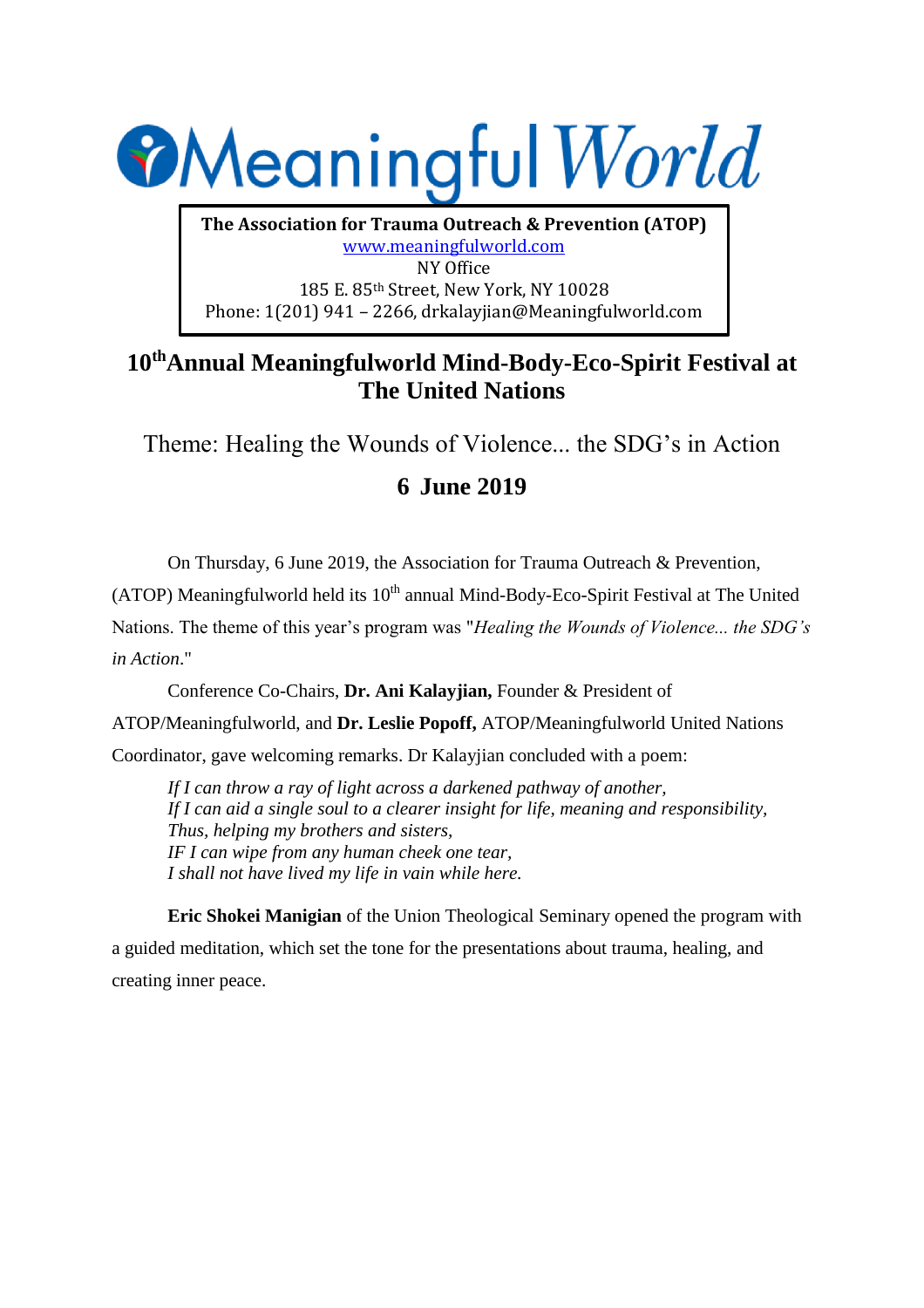# Meaningful World

**The Association for Trauma Outreach & Prevention (ATOP)**
www.meaningfulworld.com
NY Office
185 E. 85th Street, New York, NY 10028
Phone: 1(201) 941 – 2266, drkalayjian@Meaningfulworld.com

## 10th Annual Meaningfulworld Mind-Body-Eco-Spirit Festival at The United Nations

Theme: Healing the Wounds of Violence... the SDG's in Action

### 6 June 2019

On Thursday, 6 June 2019, the Association for Trauma Outreach & Prevention, (ATOP) Meaningfulworld held its 10th annual Mind-Body-Eco-Spirit Festival at The United Nations. The theme of this year's program was "*Healing the Wounds of Violence... the SDG's in Action*."

Conference Co-Chairs, **Dr. Ani Kalayjian,** Founder & President of ATOP/Meaningfulworld, and **Dr. Leslie Popoff,** ATOP/Meaningfulworld United Nations Coordinator, gave welcoming remarks. Dr Kalayjian concluded with a poem:

*If I can throw a ray of light across a darkened pathway of another,*
*If I can aid a single soul to a clearer insight for life, meaning and responsibility,*
*Thus, helping my brothers and sisters,*
*IF I can wipe from any human cheek one tear,*
*I shall not have lived my life in vain while here.*

**Eric Shokei Manigian** of the Union Theological Seminary opened the program with a guided meditation, which set the tone for the presentations about trauma, healing, and creating inner peace.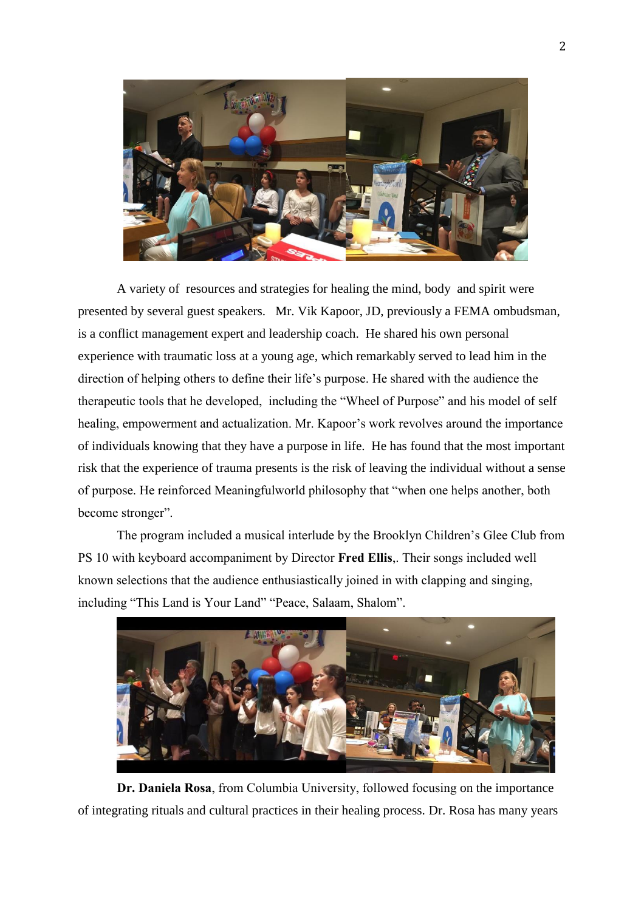A variety of resources and strategies for healing the mind, body and spirit were presented by several guest speakers. Mr. Vik Kapoor, JD, previously a FEMA ombudsman, is a conflict management expert and leadership coach. He shared his own personal experience with traumatic loss at a young age, which remarkably served to lead him in the direction of helping others to define their life's purpose. He shared with the audience the therapeutic tools that he developed, including the "Wheel of Purpose" and his model of self healing, empowerment and actualization. Mr. Kapoor's work revolves around the importance of individuals knowing that they have a purpose in life. He has found that the most important risk that the experience of trauma presents is the risk of leaving the individual without a sense of purpose. He reinforced Meaningfulworld philosophy that "when one helps another, both become stronger".

The program included a musical interlude by the Brooklyn Children's Glee Club from PS 10 with keyboard accompaniment by Director **Fred Ellis**,. Their songs included well known selections that the audience enthusiastically joined in with clapping and singing, including "This Land is Your Land" "Peace, Salaam, Shalom".

**Dr. Daniela Rosa**, from Columbia University, followed focusing on the importance of integrating rituals and cultural practices in their healing process. Dr. Rosa has many years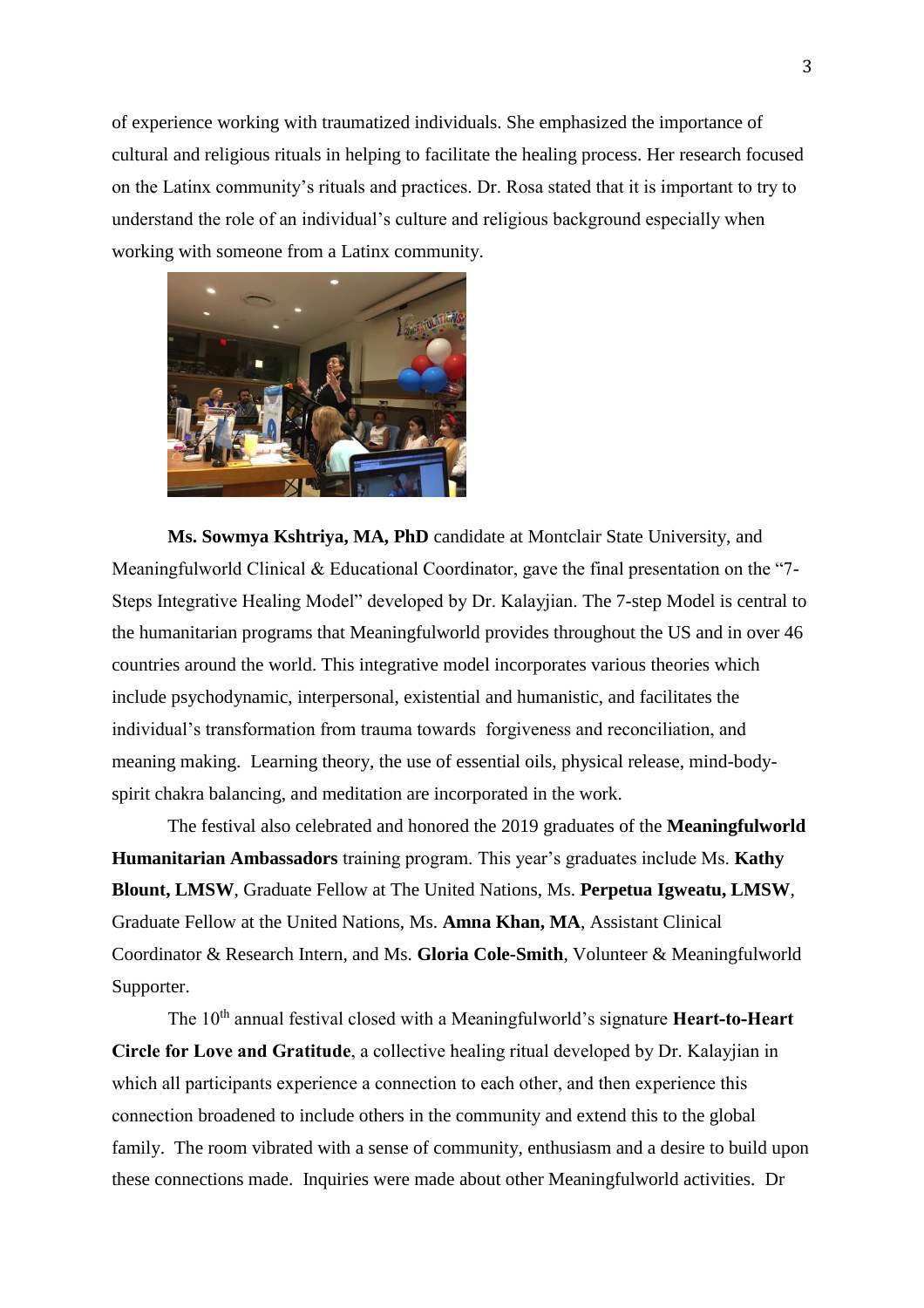of experience working with traumatized individuals. She emphasized the importance of cultural and religious rituals in helping to facilitate the healing process. Her research focused on the Latinx community's rituals and practices. Dr. Rosa stated that it is important to try to understand the role of an individual's culture and religious background especially when working with someone from a Latinx community.

**Ms. Sowmya Kshtriya, MA, PhD** candidate at Montclair State University, and Meaningfulworld Clinical & Educational Coordinator, gave the final presentation on the "7-Steps Integrative Healing Model" developed by Dr. Kalayjian. The 7-step Model is central to the humanitarian programs that Meaningfulworld provides throughout the US and in over 46 countries around the world. This integrative model incorporates various theories which include psychodynamic, interpersonal, existential and humanistic, and facilitates the individual's transformation from trauma towards forgiveness and reconciliation, and meaning making. Learning theory, the use of essential oils, physical release, mind-body-spirit chakra balancing, and meditation are incorporated in the work.

The festival also celebrated and honored the 2019 graduates of the **Meaningfulworld Humanitarian Ambassadors** training program. This year's graduates include Ms. **Kathy Blount, LMSW**, Graduate Fellow at The United Nations, Ms. **Perpetua Igweatu, LMSW**, Graduate Fellow at the United Nations, Ms. **Amna Khan, MA**, Assistant Clinical Coordinator & Research Intern, and Ms. **Gloria Cole-Smith**, Volunteer & Meaningfulworld Supporter.

The 10th annual festival closed with a Meaningfulworld's signature **Heart-to-Heart Circle for Love and Gratitude**, a collective healing ritual developed by Dr. Kalayjian in which all participants experience a connection to each other, and then experience this connection broadened to include others in the community and extend this to the global family. The room vibrated with a sense of community, enthusiasm and a desire to build upon these connections made. Inquiries were made about other Meaningfulworld activities. Dr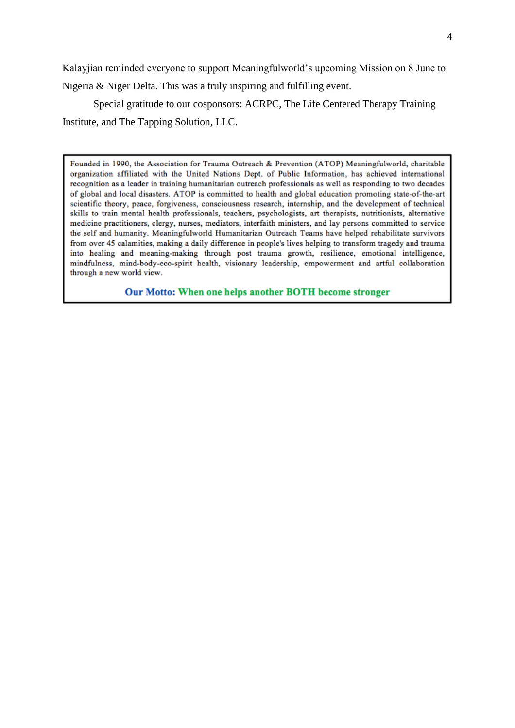Kalayjian reminded everyone to support Meaningfulworld's upcoming Mission on 8 June to Nigeria & Niger Delta. This was a truly inspiring and fulfilling event.

Special gratitude to our cosponsors: ACRPC, The Life Centered Therapy Training Institute, and The Tapping Solution, LLC.

Founded in 1990, the Association for Trauma Outreach & Prevention (ATOP) Meaningfulworld, charitable organization affiliated with the United Nations Dept. of Public Information, has achieved international recognition as a leader in training humanitarian outreach professionals as well as responding to two decades of global and local disasters. ATOP is committed to health and global education promoting state-of-the-art scientific theory, peace, forgiveness, consciousness research, internship, and the development of technical skills to train mental health professionals, teachers, psychologists, art therapists, nutritionists, alternative medicine practitioners, clergy, nurses, mediators, interfaith ministers, and lay persons committed to service the self and humanity. Meaningfulworld Humanitarian Outreach Teams have helped rehabilitate survivors from over 45 calamities, making a daily difference in people's lives helping to transform tragedy and trauma into healing and meaning-making through post trauma growth, resilience, emotional intelligence, mindfulness, mind-body-eco-spirit health, visionary leadership, empowerment and artful collaboration through a new world view.

**Our Motto: When one helps another BOTH become stronger**